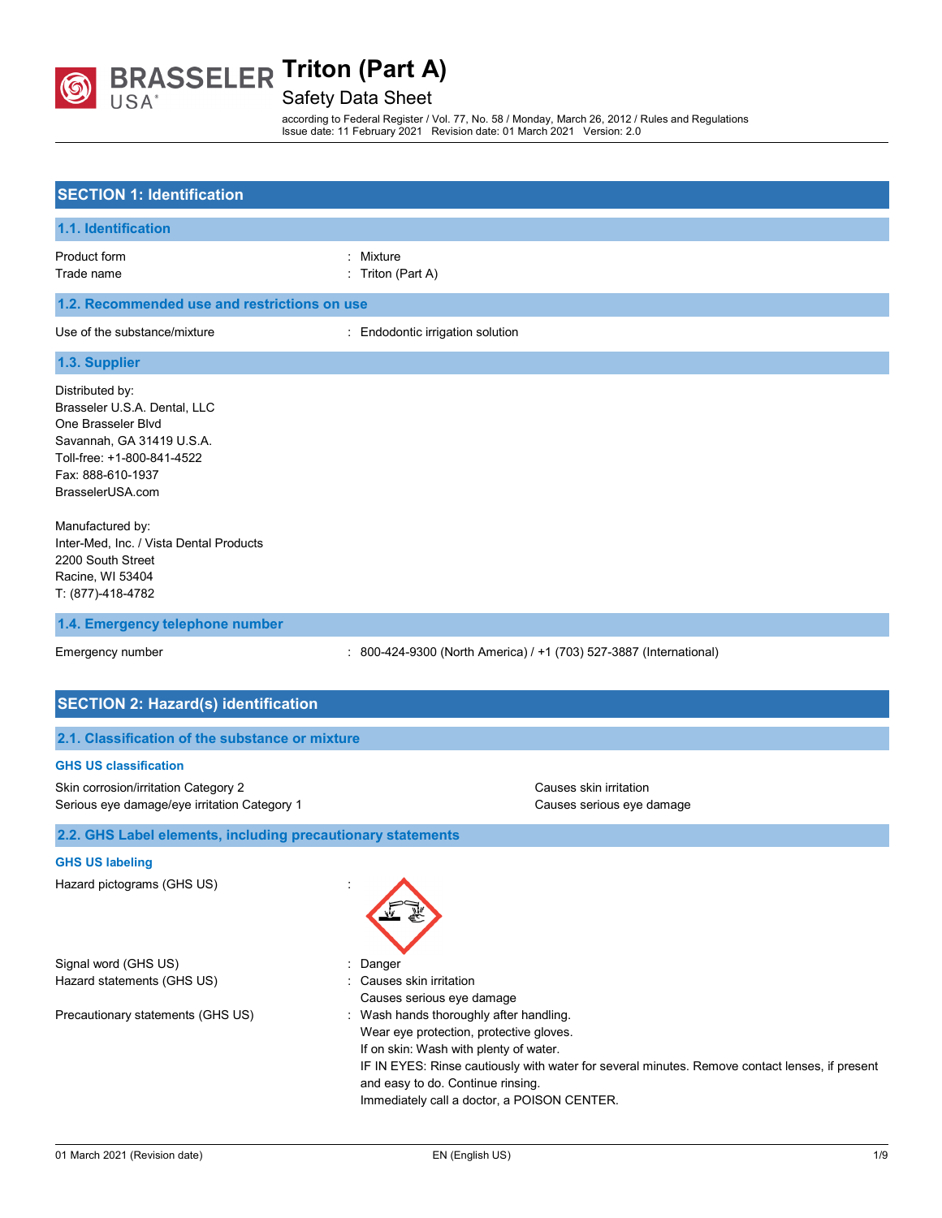# Triton (Part A)

Safety Data Sheet

according to Federal Register / Vol. 77, No. 58 / Monday, March 26, 2012 / Rules and Regulations
Issue date: 11 February 2021 Revision date: 01 March 2021 Version: 2.0

## SECTION 1: Identification

### 1.1. Identification

| | |
|---|---|
| Product form | : Mixture |
| Trade name | : Triton (Part A) |

### 1.2. Recommended use and restrictions on use

| | |
|---|---|
| Use of the substance/mixture | : Endodontic irrigation solution |

### 1.3. Supplier

Distributed by:
Brasseler U.S.A. Dental, LLC
One Brasseler Blvd
Savannah, GA 31419 U.S.A.
Toll-free: +1-800-841-4522
Fax: 888-610-1937
BrasselerUSA.com

Manufactured by:
Inter-Med, Inc. / Vista Dental Products
2200 South Street
Racine, WI 53404
T: (877)-418-4782

### 1.4. Emergency telephone number

| | |
|---|---|
| Emergency number | : 800-424-9300 (North America) / +1 (703) 527-3887 (International) |

## SECTION 2: Hazard(s) identification

### 2.1. Classification of the substance or mixture

**GHS US classification**

| | |
|---|---|
| Skin corrosion/irritation Category 2 | Causes skin irritation |
| Serious eye damage/eye irritation Category 1 | Causes serious eye damage |

### 2.2. GHS Label elements, including precautionary statements

**GHS US labeling**

Hazard pictograms (GHS US) :

Signal word (GHS US) : Danger

Hazard statements (GHS US) : Causes skin irritation
Causes serious eye damage

Precautionary statements (GHS US) : Wash hands thoroughly after handling.
Wear eye protection, protective gloves.
If on skin: Wash with plenty of water.
IF IN EYES: Rinse cautiously with water for several minutes. Remove contact lenses, if present and easy to do. Continue rinsing.
Immediately call a doctor, a POISON CENTER.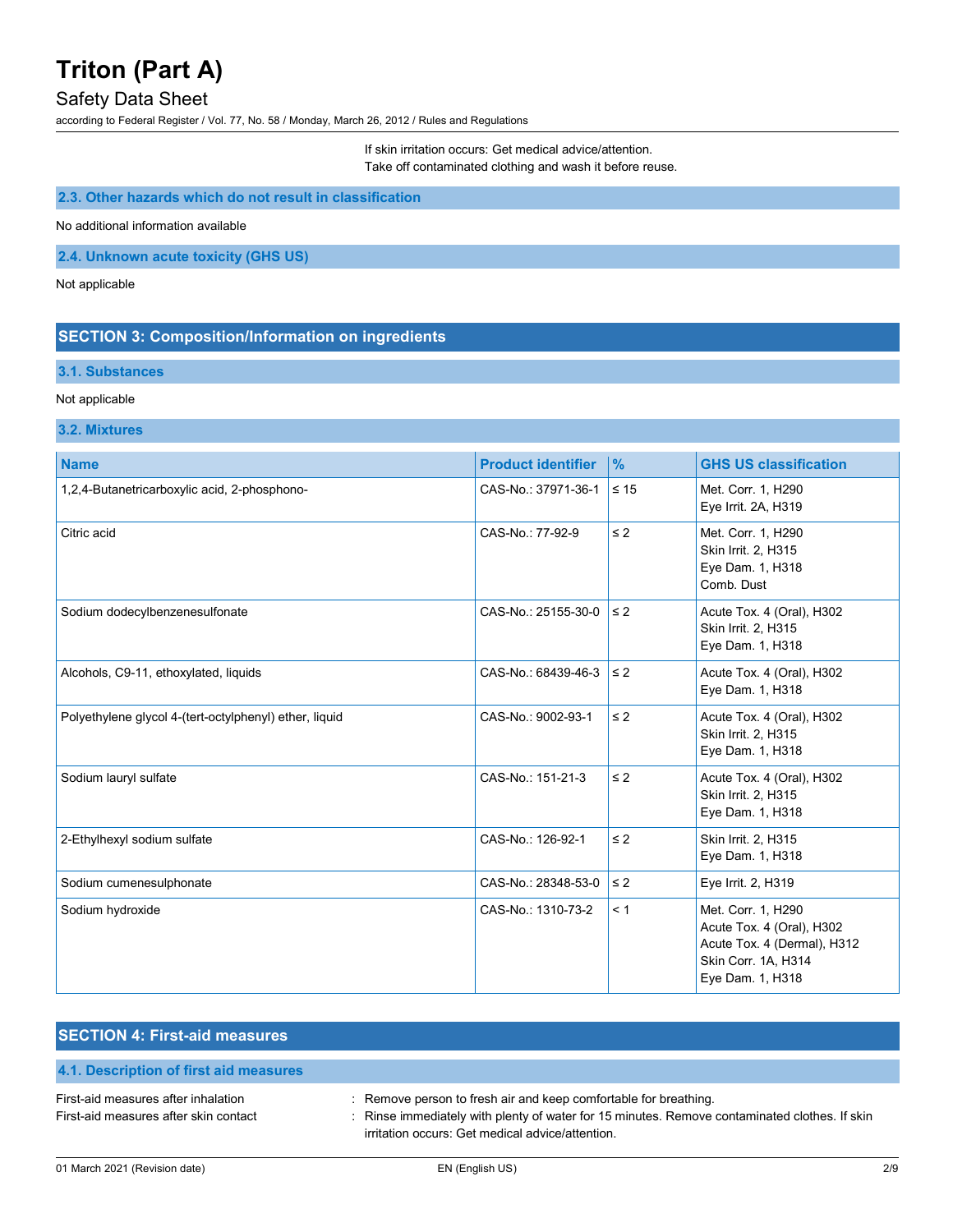If skin irritation occurs: Get medical advice/attention.
Take off contaminated clothing and wash it before reuse.

### 2.3. Other hazards which do not result in classification

No additional information available

### 2.4. Unknown acute toxicity (GHS US)

Not applicable

## SECTION 3: Composition/Information on ingredients

### 3.1. Substances

Not applicable

### 3.2. Mixtures

| Name | Product identifier | % | GHS US classification |
|---|---|---|---|
| 1,2,4-Butanetricarboxylic acid, 2-phosphono- | CAS-No.: 37971-36-1 | ≤ 15 | Met. Corr. 1, H290<br>Eye Irrit. 2A, H319 |
| Citric acid | CAS-No.: 77-92-9 | ≤ 2 | Met. Corr. 1, H290<br>Skin Irrit. 2, H315<br>Eye Dam. 1, H318<br>Comb. Dust |
| Sodium dodecylbenzenesulfonate | CAS-No.: 25155-30-0 | ≤ 2 | Acute Tox. 4 (Oral), H302<br>Skin Irrit. 2, H315<br>Eye Dam. 1, H318 |
| Alcohols, C9-11, ethoxylated, liquids | CAS-No.: 68439-46-3 | ≤ 2 | Acute Tox. 4 (Oral), H302<br>Eye Dam. 1, H318 |
| Polyethylene glycol 4-(tert-octylphenyl) ether, liquid | CAS-No.: 9002-93-1 | ≤ 2 | Acute Tox. 4 (Oral), H302<br>Skin Irrit. 2, H315<br>Eye Dam. 1, H318 |
| Sodium lauryl sulfate | CAS-No.: 151-21-3 | ≤ 2 | Acute Tox. 4 (Oral), H302<br>Skin Irrit. 2, H315<br>Eye Dam. 1, H318 |
| 2-Ethylhexyl sodium sulfate | CAS-No.: 126-92-1 | ≤ 2 | Skin Irrit. 2, H315<br>Eye Dam. 1, H318 |
| Sodium cumenesulphonate | CAS-No.: 28348-53-0 | ≤ 2 | Eye Irrit. 2, H319 |
| Sodium hydroxide | CAS-No.: 1310-73-2 | < 1 | Met. Corr. 1, H290<br>Acute Tox. 4 (Oral), H302<br>Acute Tox. 4 (Dermal), H312<br>Skin Corr. 1A, H314<br>Eye Dam. 1, H318 |

## SECTION 4: First-aid measures

### 4.1. Description of first aid measures

First-aid measures after inhalation : Remove person to fresh air and keep comfortable for breathing.

First-aid measures after skin contact : Rinse immediately with plenty of water for 15 minutes. Remove contaminated clothes. If skin irritation occurs: Get medical advice/attention.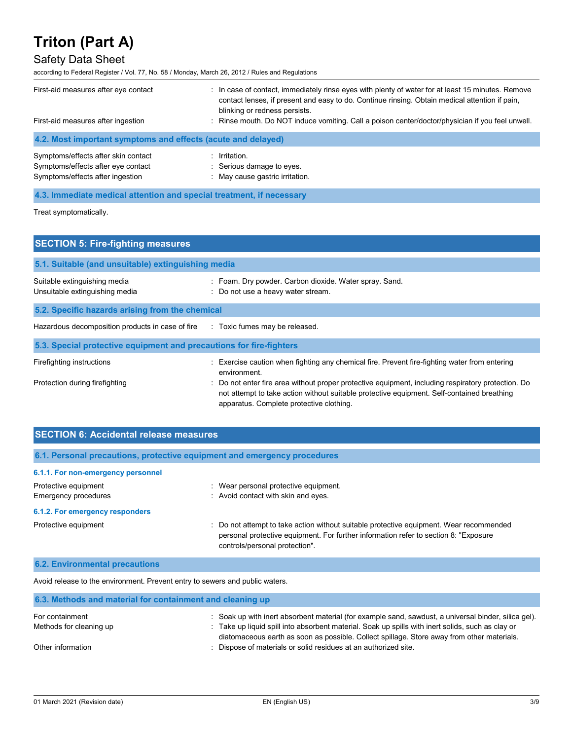First-aid measures after eye contact : In case of contact, immediately rinse eyes with plenty of water for at least 15 minutes. Remove contact lenses, if present and easy to do. Continue rinsing. Obtain medical attention if pain, blinking or redness persists.

First-aid measures after ingestion : Rinse mouth. Do NOT induce vomiting. Call a poison center/doctor/physician if you feel unwell.

### 4.2. Most important symptoms and effects (acute and delayed)

Symptoms/effects after skin contact : Irritation.

Symptoms/effects after eye contact : Serious damage to eyes.

Symptoms/effects after ingestion : May cause gastric irritation.

### 4.3. Immediate medical attention and special treatment, if necessary

Treat symptomatically.

## SECTION 5: Fire-fighting measures

### 5.1. Suitable (and unsuitable) extinguishing media

Suitable extinguishing media : Foam. Dry powder. Carbon dioxide. Water spray. Sand.

Unsuitable extinguishing media : Do not use a heavy water stream.

### 5.2. Specific hazards arising from the chemical

Hazardous decomposition products in case of fire : Toxic fumes may be released.

### 5.3. Special protective equipment and precautions for fire-fighters

Firefighting instructions : Exercise caution when fighting any chemical fire. Prevent fire-fighting water from entering environment.

Protection during firefighting : Do not enter fire area without proper protective equipment, including respiratory protection. Do not attempt to take action without suitable protective equipment. Self-contained breathing apparatus. Complete protective clothing.

## SECTION 6: Accidental release measures

### 6.1. Personal precautions, protective equipment and emergency procedures

#### 6.1.1. For non-emergency personnel

Protective equipment : Wear personal protective equipment.

Emergency procedures : Avoid contact with skin and eyes.

#### 6.1.2. For emergency responders

Protective equipment : Do not attempt to take action without suitable protective equipment. Wear recommended personal protective equipment. For further information refer to section 8: "Exposure controls/personal protection".

### 6.2. Environmental precautions

Avoid release to the environment. Prevent entry to sewers and public waters.

### 6.3. Methods and material for containment and cleaning up

For containment : Soak up with inert absorbent material (for example sand, sawdust, a universal binder, silica gel).

Methods for cleaning up : Take up liquid spill into absorbent material. Soak up spills with inert solids, such as clay or diatomaceous earth as soon as possible. Collect spillage. Store away from other materials.

Other information : Dispose of materials or solid residues at an authorized site.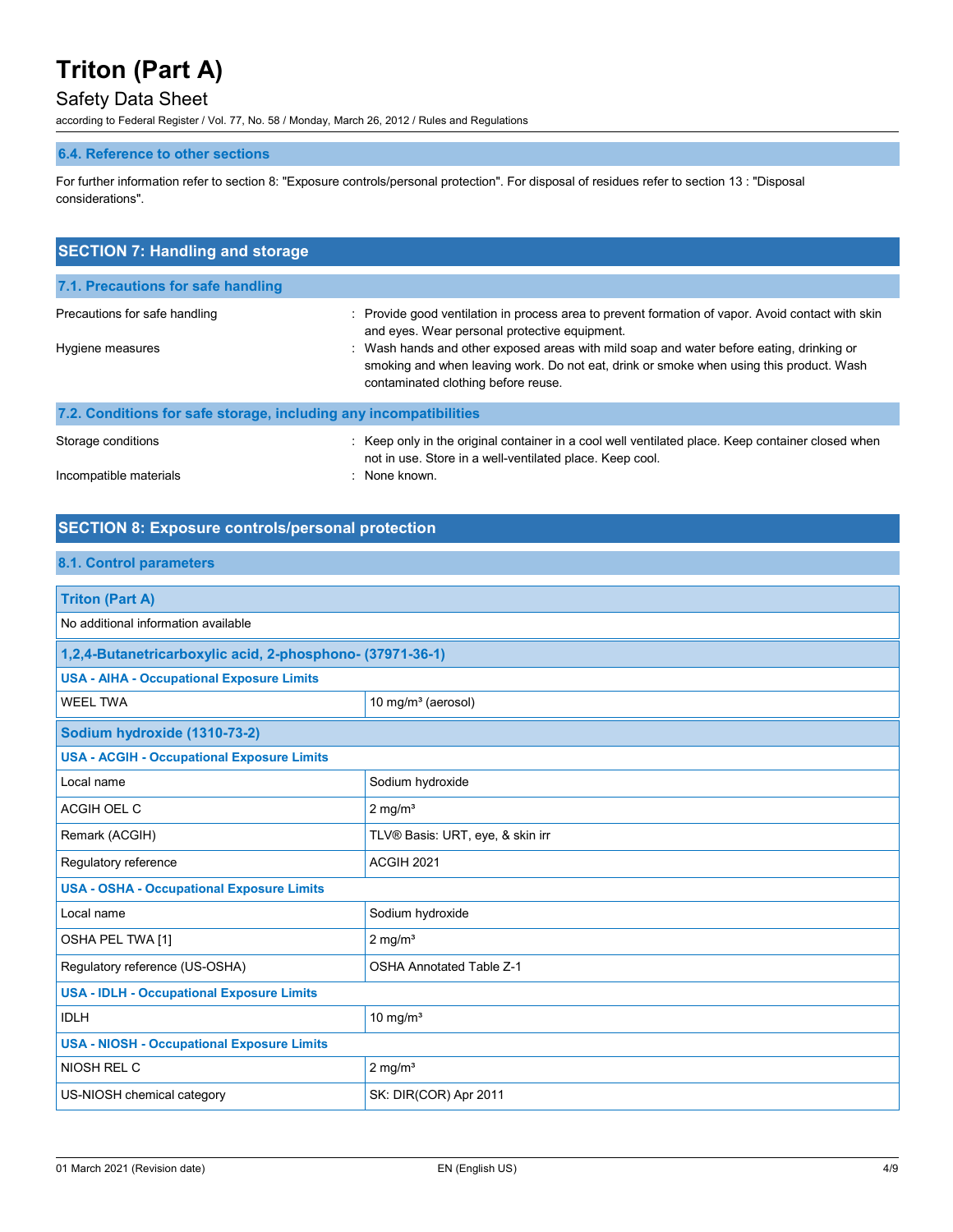### 6.4. Reference to other sections

For further information refer to section 8: "Exposure controls/personal protection". For disposal of residues refer to section 13 : "Disposal considerations".

## SECTION 7: Handling and storage

### 7.1. Precautions for safe handling

Precautions for safe handling : Provide good ventilation in process area to prevent formation of vapor. Avoid contact with skin and eyes. Wear personal protective equipment.

Hygiene measures : Wash hands and other exposed areas with mild soap and water before eating, drinking or smoking and when leaving work. Do not eat, drink or smoke when using this product. Wash contaminated clothing before reuse.

### 7.2. Conditions for safe storage, including any incompatibilities

Storage conditions : Keep only in the original container in a cool well ventilated place. Keep container closed when not in use. Store in a well-ventilated place. Keep cool.

Incompatible materials : None known.

## SECTION 8: Exposure controls/personal protection

### 8.1. Control parameters

| **Triton (Part A)** | |
|---|---|
| No additional information available | |

| **1,2,4-Butanetricarboxylic acid, 2-phosphono- (37971-36-1)** | |
|---|---|
| **USA - AIHA - Occupational Exposure Limits** | |
| WEEL TWA | 10 mg/m³ (aerosol) |

| **Sodium hydroxide (1310-73-2)** | |
|---|---|
| **USA - ACGIH - Occupational Exposure Limits** | |
| Local name | Sodium hydroxide |
| ACGIH OEL C | 2 mg/m³ |
| Remark (ACGIH) | TLV® Basis: URT, eye, & skin irr |
| Regulatory reference | ACGIH 2021 |
| **USA - OSHA - Occupational Exposure Limits** | |
| Local name | Sodium hydroxide |
| OSHA PEL TWA [1] | 2 mg/m³ |
| Regulatory reference (US-OSHA) | OSHA Annotated Table Z-1 |
| **USA - IDLH - Occupational Exposure Limits** | |
| IDLH | 10 mg/m³ |
| **USA - NIOSH - Occupational Exposure Limits** | |
| NIOSH REL C | 2 mg/m³ |
| US-NIOSH chemical category | SK: DIR(COR) Apr 2011 |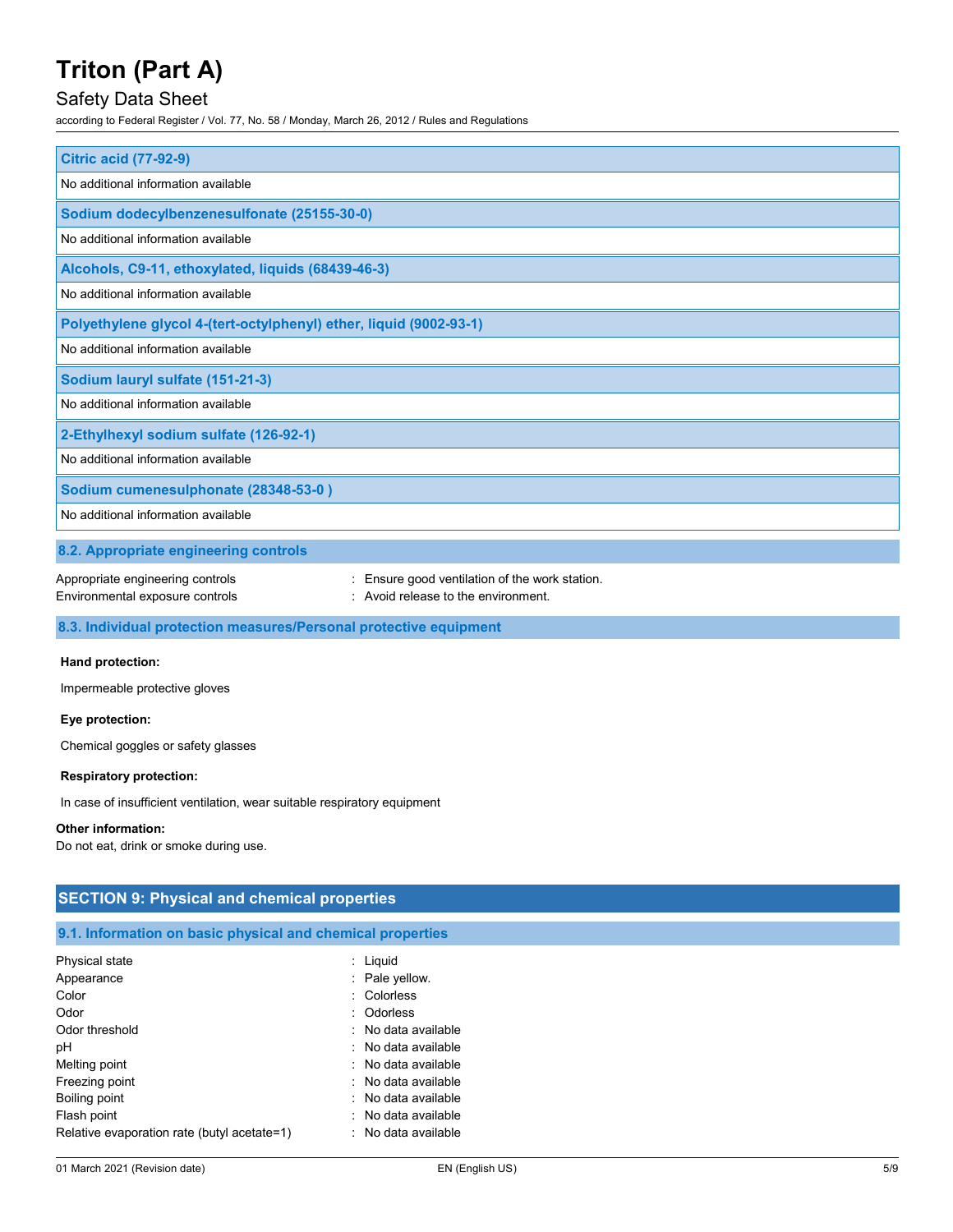| Citric acid (77-92-9) |
| --- |
| No additional information available |

| Sodium dodecylbenzenesulfonate (25155-30-0) |
| --- |
| No additional information available |

| Alcohols, C9-11, ethoxylated, liquids (68439-46-3) |
| --- |
| No additional information available |

| Polyethylene glycol 4-(tert-octylphenyl) ether, liquid (9002-93-1) |
| --- |
| No additional information available |

| Sodium lauryl sulfate (151-21-3) |
| --- |
| No additional information available |

| 2-Ethylhexyl sodium sulfate (126-92-1) |
| --- |
| No additional information available |

| Sodium cumenesulphonate (28348-53-0 ) |
| --- |
| No additional information available |

### 8.2. Appropriate engineering controls

Appropriate engineering controls : Ensure good ventilation of the work station.
Environmental exposure controls : Avoid release to the environment.

### 8.3. Individual protection measures/Personal protective equipment

**Hand protection:**

Impermeable protective gloves

**Eye protection:**

Chemical goggles or safety glasses

**Respiratory protection:**

In case of insufficient ventilation, wear suitable respiratory equipment

**Other information:**

Do not eat, drink or smoke during use.

## SECTION 9: Physical and chemical properties

### 9.1. Information on basic physical and chemical properties

| | |
| --- | --- |
| Physical state | : Liquid |
| Appearance | : Pale yellow. |
| Color | : Colorless |
| Odor | : Odorless |
| Odor threshold | : No data available |
| pH | : No data available |
| Melting point | : No data available |
| Freezing point | : No data available |
| Boiling point | : No data available |
| Flash point | : No data available |
| Relative evaporation rate (butyl acetate=1) | : No data available |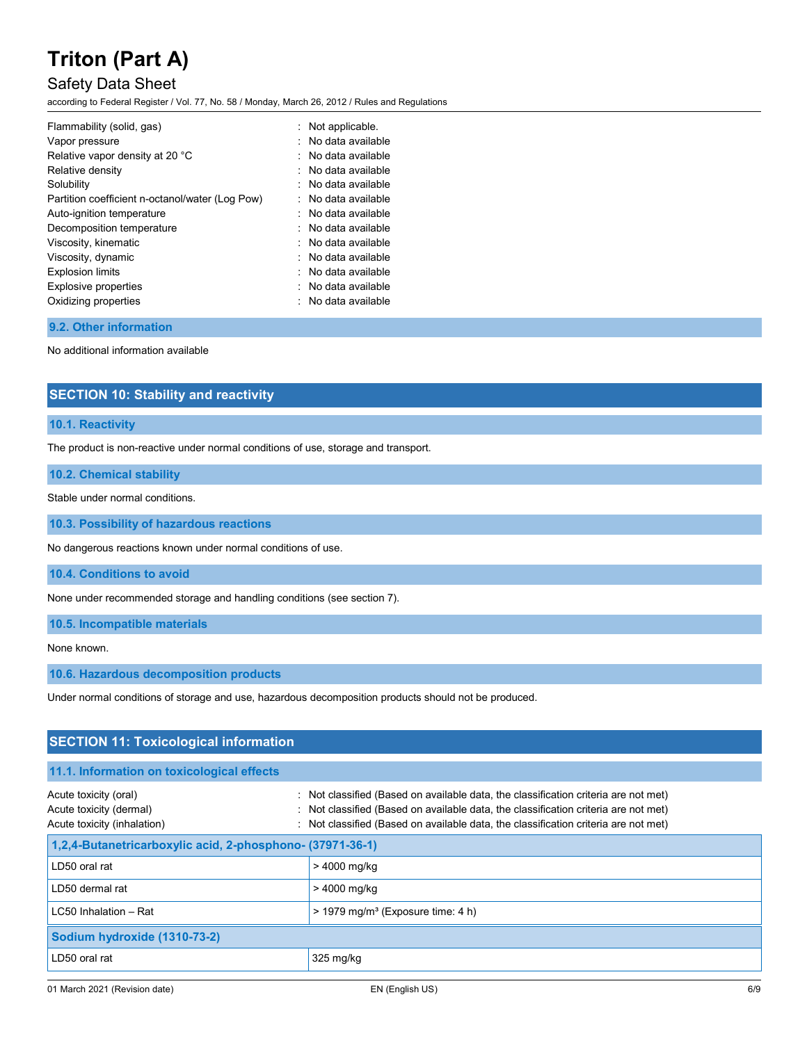| | | |
|---|---|---|
| Flammability (solid, gas) | : | Not applicable. |
| Vapor pressure | : | No data available |
| Relative vapor density at 20 °C | : | No data available |
| Relative density | : | No data available |
| Solubility | : | No data available |
| Partition coefficient n-octanol/water (Log Pow) | : | No data available |
| Auto-ignition temperature | : | No data available |
| Decomposition temperature | : | No data available |
| Viscosity, kinematic | : | No data available |
| Viscosity, dynamic | : | No data available |
| Explosion limits | : | No data available |
| Explosive properties | : | No data available |
| Oxidizing properties | : | No data available |

### 9.2. Other information

No additional information available

## SECTION 10: Stability and reactivity

### 10.1. Reactivity

The product is non-reactive under normal conditions of use, storage and transport.

### 10.2. Chemical stability

Stable under normal conditions.

### 10.3. Possibility of hazardous reactions

No dangerous reactions known under normal conditions of use.

### 10.4. Conditions to avoid

None under recommended storage and handling conditions (see section 7).

### 10.5. Incompatible materials

None known.

### 10.6. Hazardous decomposition products

Under normal conditions of storage and use, hazardous decomposition products should not be produced.

## SECTION 11: Toxicological information

### 11.1. Information on toxicological effects

| | | |
|---|---|---|
| Acute toxicity (oral) | : | Not classified (Based on available data, the classification criteria are not met) |
| Acute toxicity (dermal) | : | Not classified (Based on available data, the classification criteria are not met) |
| Acute toxicity (inhalation) | : | Not classified (Based on available data, the classification criteria are not met) |

| 1,2,4-Butanetricarboxylic acid, 2-phosphono- (37971-36-1) | |
|---|---|
| LD50 oral rat | > 4000 mg/kg |
| LD50 dermal rat | > 4000 mg/kg |
| LC50 Inhalation – Rat | > 1979 mg/m³ (Exposure time: 4 h) |
| **Sodium hydroxide (1310-73-2)** | |
| LD50 oral rat | 325 mg/kg |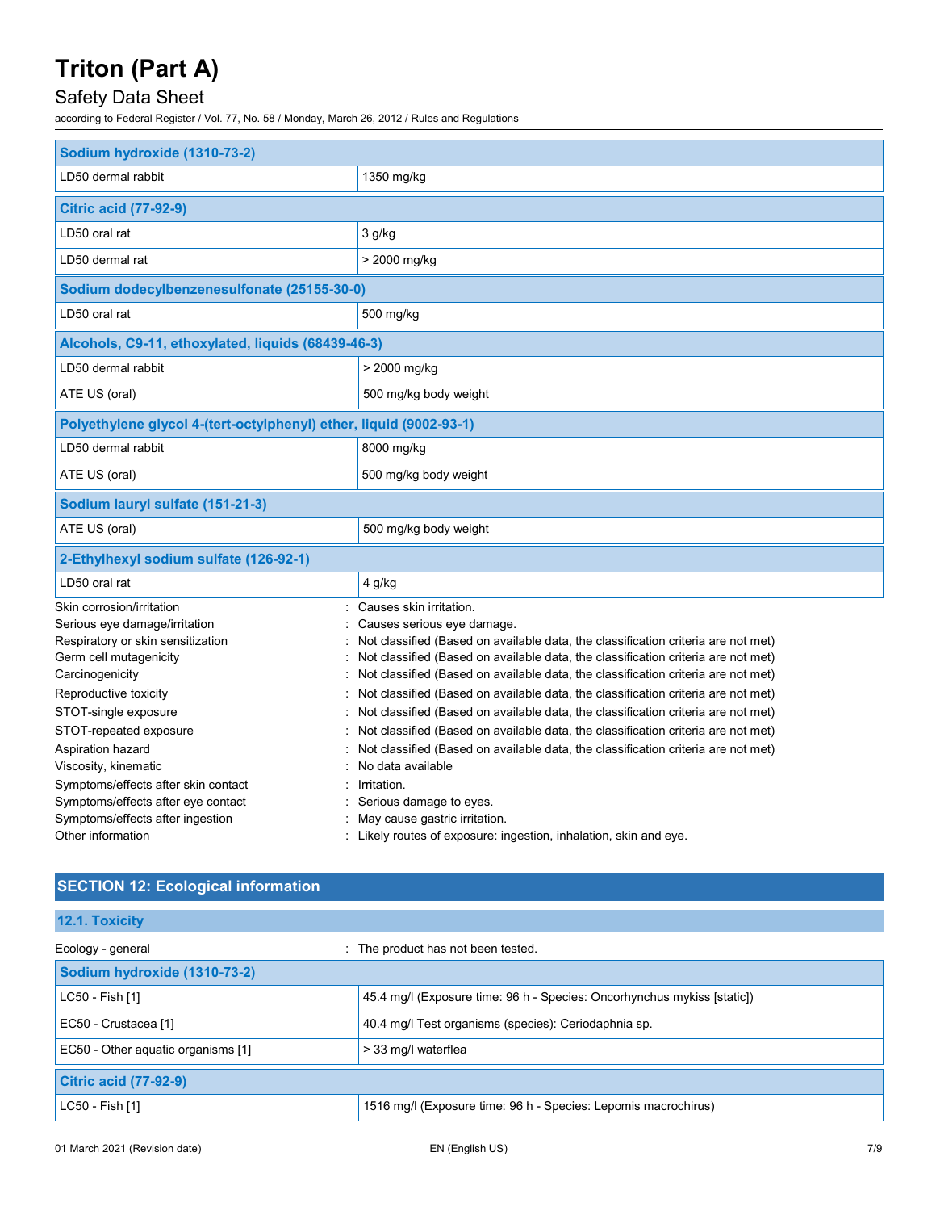| Sodium hydroxide (1310-73-2) | |
|---|---|
| LD50 dermal rabbit | 1350 mg/kg |

| Citric acid (77-92-9) | |
|---|---|
| LD50 oral rat | 3 g/kg |
| LD50 dermal rat | > 2000 mg/kg |

| Sodium dodecylbenzenesulfonate (25155-30-0) | |
|---|---|
| LD50 oral rat | 500 mg/kg |

| Alcohols, C9-11, ethoxylated, liquids (68439-46-3) | |
|---|---|
| LD50 dermal rabbit | > 2000 mg/kg |
| ATE US (oral) | 500 mg/kg body weight |

| Polyethylene glycol 4-(tert-octylphenyl) ether, liquid (9002-93-1) | |
|---|---|
| LD50 dermal rabbit | 8000 mg/kg |
| ATE US (oral) | 500 mg/kg body weight |

| Sodium lauryl sulfate (151-21-3) | |
|---|---|
| ATE US (oral) | 500 mg/kg body weight |

| 2-Ethylhexyl sodium sulfate (126-92-1) | |
|---|---|
| LD50 oral rat | 4 g/kg |

Skin corrosion/irritation : Causes skin irritation.

Serious eye damage/irritation : Causes serious eye damage.

Respiratory or skin sensitization : Not classified (Based on available data, the classification criteria are not met)

Germ cell mutagenicity : Not classified (Based on available data, the classification criteria are not met)

Carcinogenicity : Not classified (Based on available data, the classification criteria are not met)

Reproductive toxicity : Not classified (Based on available data, the classification criteria are not met)

STOT-single exposure : Not classified (Based on available data, the classification criteria are not met)

STOT-repeated exposure : Not classified (Based on available data, the classification criteria are not met)

Aspiration hazard : Not classified (Based on available data, the classification criteria are not met)

Viscosity, kinematic : No data available

Symptoms/effects after skin contact : Irritation.

Symptoms/effects after eye contact : Serious damage to eyes.

Symptoms/effects after ingestion : May cause gastric irritation.

Other information : Likely routes of exposure: ingestion, inhalation, skin and eye.

## SECTION 12: Ecological information

### 12.1. Toxicity

Ecology - general : The product has not been tested.

| Sodium hydroxide (1310-73-2) | |
|---|---|
| LC50 - Fish [1] | 45.4 mg/l (Exposure time: 96 h - Species: Oncorhynchus mykiss [static]) |
| EC50 - Crustacea [1] | 40.4 mg/l Test organisms (species): Ceriodaphnia sp. |
| EC50 - Other aquatic organisms [1] | > 33 mg/l waterflea |

| Citric acid (77-92-9) | |
|---|---|
| LC50 - Fish [1] | 1516 mg/l (Exposure time: 96 h - Species: Lepomis macrochirus) |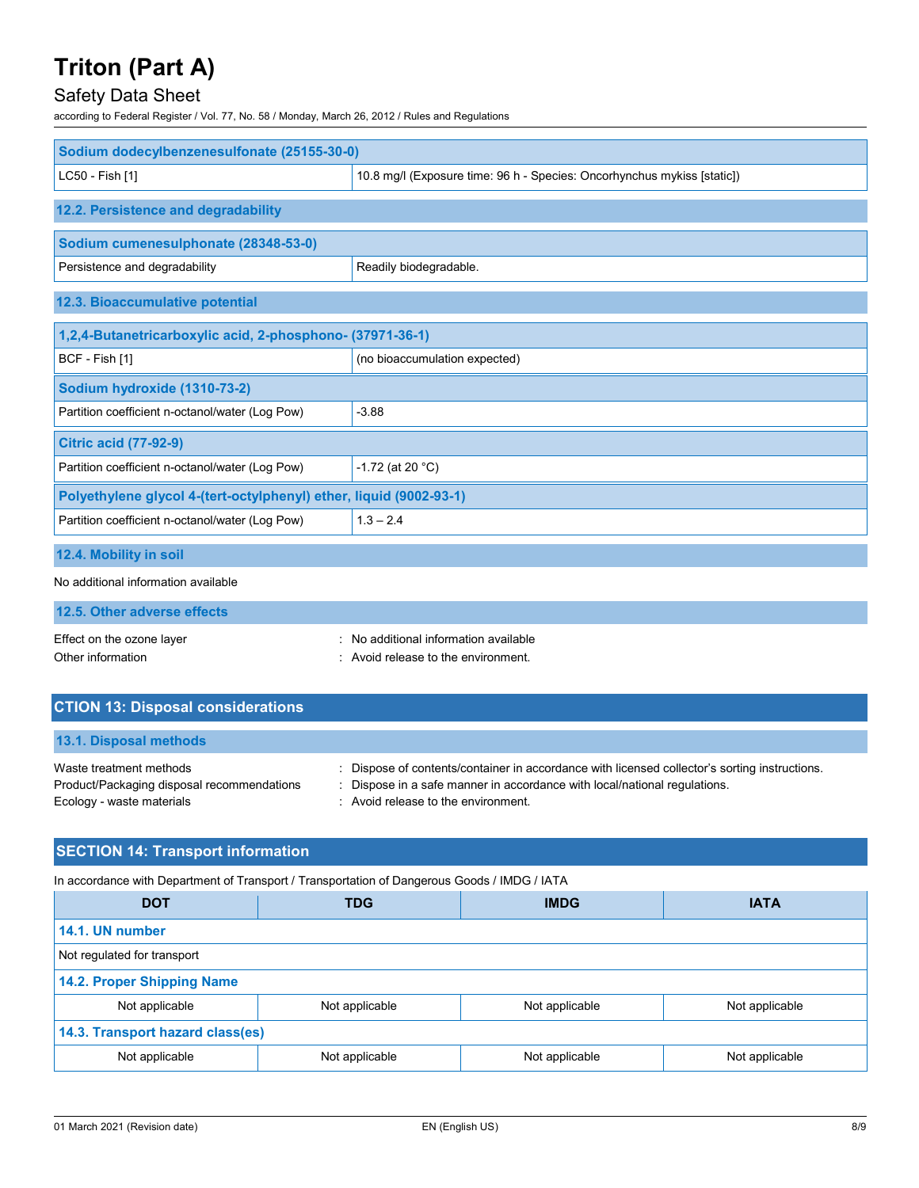| Sodium dodecylbenzenesulfonate (25155-30-0) | |
|---|---|
| LC50 - Fish [1] | 10.8 mg/l (Exposure time: 96 h - Species: Oncorhynchus mykiss [static]) |

### 12.2. Persistence and degradability

| Sodium cumenesulphonate (28348-53-0) | |
|---|---|
| Persistence and degradability | Readily biodegradable. |

### 12.3. Bioaccumulative potential

| 1,2,4-Butanetricarboxylic acid, 2-phosphono- (37971-36-1) | |
|---|---|
| BCF - Fish [1] | (no bioaccumulation expected) |
| **Sodium hydroxide (1310-73-2)** | |
| Partition coefficient n-octanol/water (Log Pow) | -3.88 |
| **Citric acid (77-92-9)** | |
| Partition coefficient n-octanol/water (Log Pow) | -1.72 (at 20 °C) |
| **Polyethylene glycol 4-(tert-octylphenyl) ether, liquid (9002-93-1)** | |
| Partition coefficient n-octanol/water (Log Pow) | 1.3 – 2.4 |

### 12.4. Mobility in soil

No additional information available

### 12.5. Other adverse effects

Effect on the ozone layer : No additional information available

Other information : Avoid release to the environment.

## CTION 13: Disposal considerations

### 13.1. Disposal methods

Waste treatment methods : Dispose of contents/container in accordance with licensed collector's sorting instructions.

Product/Packaging disposal recommendations : Dispose in a safe manner in accordance with local/national regulations.

Ecology - waste materials : Avoid release to the environment.

## SECTION 14: Transport information

In accordance with Department of Transport / Transportation of Dangerous Goods / IMDG / IATA

| DOT | TDG | IMDG | IATA |
|---|---|---|---|
| **14.1. UN number** | | | |
| Not regulated for transport | | | |
| **14.2. Proper Shipping Name** | | | |
| Not applicable | Not applicable | Not applicable | Not applicable |
| **14.3. Transport hazard class(es)** | | | |
| Not applicable | Not applicable | Not applicable | Not applicable |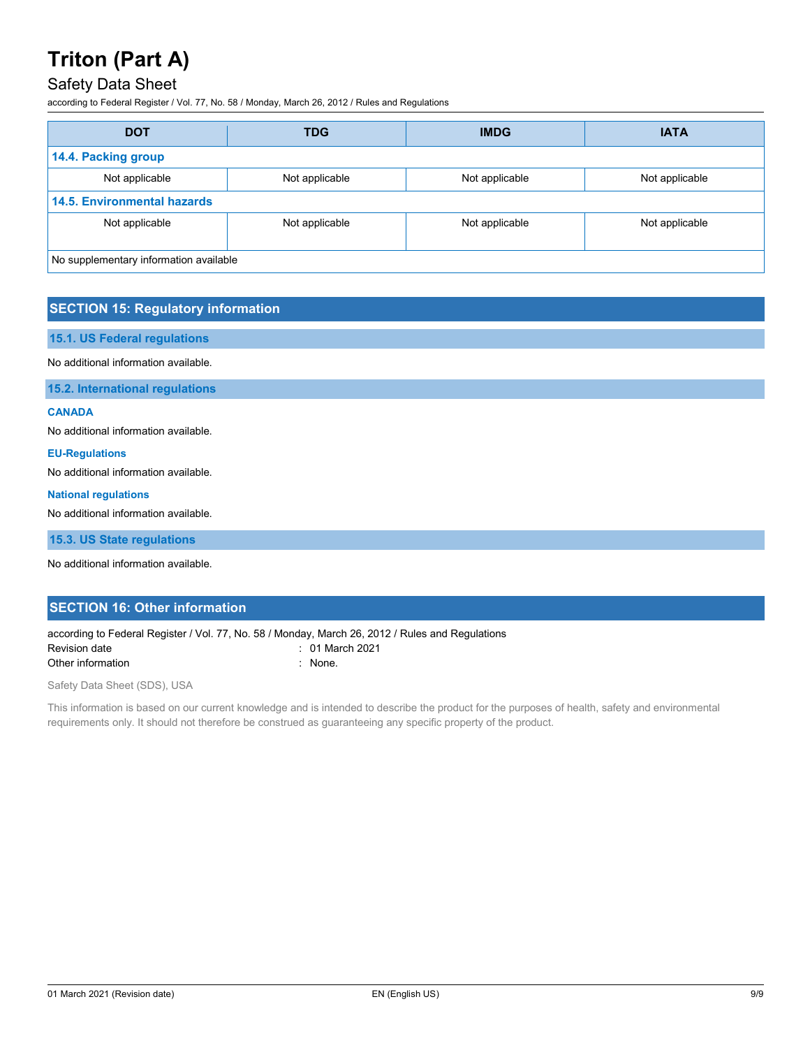| DOT | TDG | IMDG | IATA |
|---|---|---|---|
| **14.4. Packing group** | | | |
| Not applicable | Not applicable | Not applicable | Not applicable |
| **14.5. Environmental hazards** | | | |
| Not applicable | Not applicable | Not applicable | Not applicable |
| No supplementary information available | | | |

## SECTION 15: Regulatory information

### 15.1. US Federal regulations

No additional information available.

### 15.2. International regulations

#### CANADA

No additional information available.

#### EU-Regulations

No additional information available.

#### National regulations

No additional information available.

### 15.3. US State regulations

No additional information available.

## SECTION 16: Other information

according to Federal Register / Vol. 77, No. 58 / Monday, March 26, 2012 / Rules and Regulations

Revision date : 01 March 2021

Other information : None.

Safety Data Sheet (SDS), USA

This information is based on our current knowledge and is intended to describe the product for the purposes of health, safety and environmental requirements only. It should not therefore be construed as guaranteeing any specific property of the product.